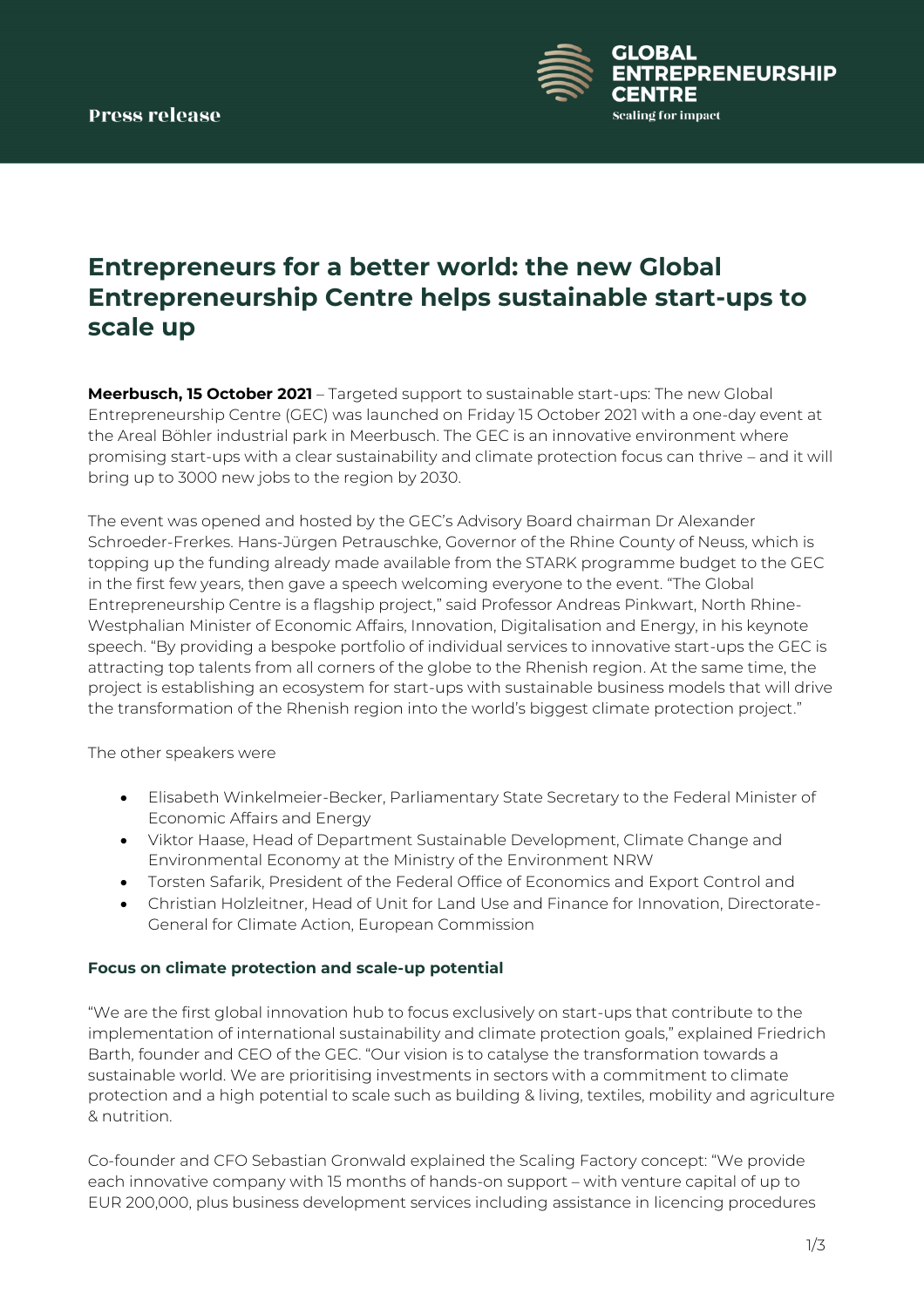Press release

GLOBAL ENTREPRENEURSHIP CENTRE
Scaling for impact

# Entrepreneurs for a better world: the new Global Entrepreneurship Centre helps sustainable start-ups to scale up

**Meerbusch, 15 October 2021** – Targeted support to sustainable start-ups: The new Global Entrepreneurship Centre (GEC) was launched on Friday 15 October 2021 with a one-day event at the Areal Böhler industrial park in Meerbusch. The GEC is an innovative environment where promising start-ups with a clear sustainability and climate protection focus can thrive – and it will bring up to 3000 new jobs to the region by 2030.

The event was opened and hosted by the GEC's Advisory Board chairman Dr Alexander Schroeder-Frerkes. Hans-Jürgen Petrauschke, Governor of the Rhine County of Neuss, which is topping up the funding already made available from the STARK programme budget to the GEC in the first few years, then gave a speech welcoming everyone to the event. "The Global Entrepreneurship Centre is a flagship project," said Professor Andreas Pinkwart, North Rhine-Westphalian Minister of Economic Affairs, Innovation, Digitalisation and Energy, in his keynote speech. "By providing a bespoke portfolio of individual services to innovative start-ups the GEC is attracting top talents from all corners of the globe to the Rhenish region. At the same time, the project is establishing an ecosystem for start-ups with sustainable business models that will drive the transformation of the Rhenish region into the world's biggest climate protection project."

The other speakers were

- Elisabeth Winkelmeier-Becker, Parliamentary State Secretary to the Federal Minister of Economic Affairs and Energy
- Viktor Haase, Head of Department Sustainable Development, Climate Change and Environmental Economy at the Ministry of the Environment NRW
- Torsten Safarik, President of the Federal Office of Economics and Export Control and
- Christian Holzleitner, Head of Unit for Land Use and Finance for Innovation, Directorate-General for Climate Action, European Commission

### Focus on climate protection and scale-up potential

"We are the first global innovation hub to focus exclusively on start-ups that contribute to the implementation of international sustainability and climate protection goals," explained Friedrich Barth, founder and CEO of the GEC. "Our vision is to catalyse the transformation towards a sustainable world. We are prioritising investments in sectors with a commitment to climate protection and a high potential to scale such as building & living, textiles, mobility and agriculture & nutrition.

Co-founder and CFO Sebastian Gronwald explained the Scaling Factory concept: "We provide each innovative company with 15 months of hands-on support – with venture capital of up to EUR 200,000, plus business development services including assistance in licencing procedures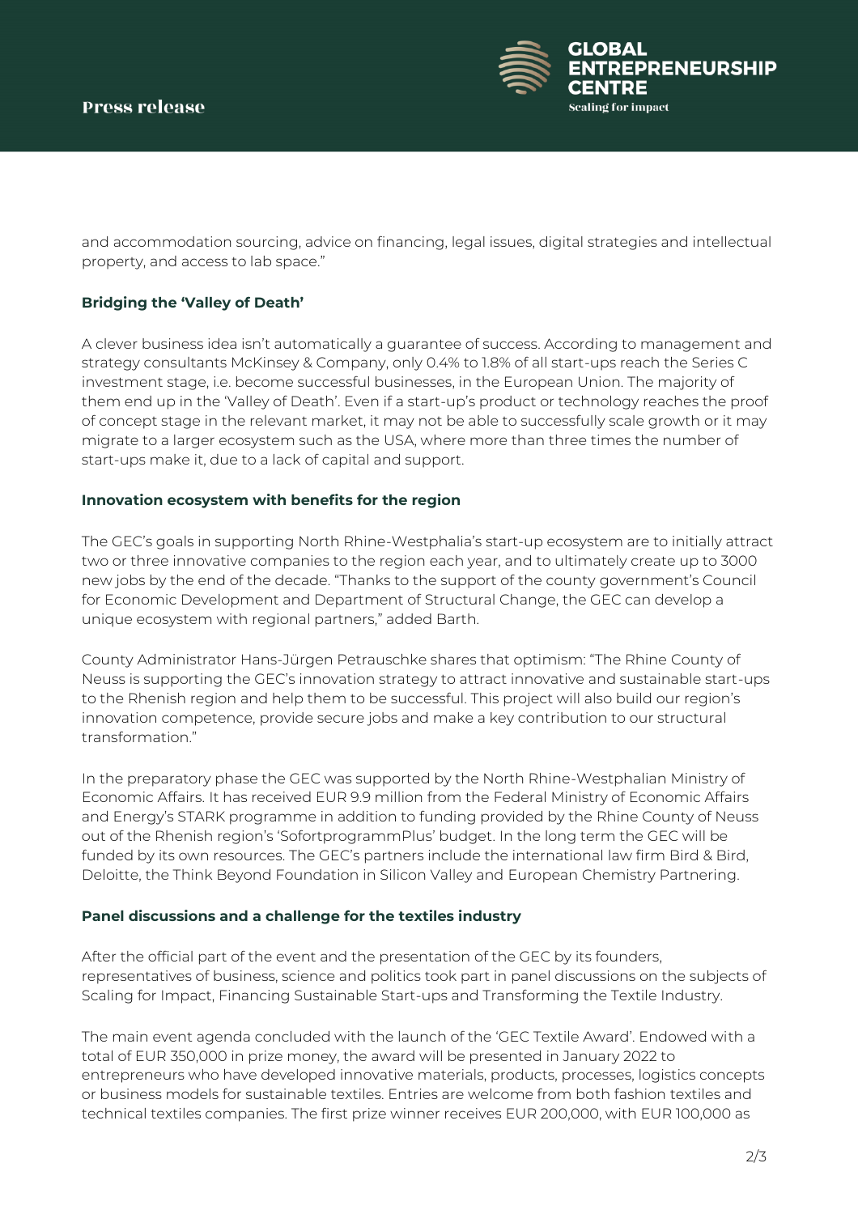and accommodation sourcing, advice on financing, legal issues, digital strategies and intellectual property, and access to lab space."

## Bridging the 'Valley of Death'

A clever business idea isn't automatically a guarantee of success. According to management and strategy consultants McKinsey & Company, only 0.4% to 1.8% of all start-ups reach the Series C investment stage, i.e. become successful businesses, in the European Union. The majority of them end up in the 'Valley of Death'. Even if a start-up's product or technology reaches the proof of concept stage in the relevant market, it may not be able to successfully scale growth or it may migrate to a larger ecosystem such as the USA, where more than three times the number of start-ups make it, due to a lack of capital and support.

## Innovation ecosystem with benefits for the region

The GEC's goals in supporting North Rhine-Westphalia's start-up ecosystem are to initially attract two or three innovative companies to the region each year, and to ultimately create up to 3000 new jobs by the end of the decade. "Thanks to the support of the county government's Council for Economic Development and Department of Structural Change, the GEC can develop a unique ecosystem with regional partners," added Barth.

County Administrator Hans-Jürgen Petrauschke shares that optimism: "The Rhine County of Neuss is supporting the GEC's innovation strategy to attract innovative and sustainable start-ups to the Rhenish region and help them to be successful. This project will also build our region's innovation competence, provide secure jobs and make a key contribution to our structural transformation."

In the preparatory phase the GEC was supported by the North Rhine-Westphalian Ministry of Economic Affairs. It has received EUR 9.9 million from the Federal Ministry of Economic Affairs and Energy's STARK programme in addition to funding provided by the Rhine County of Neuss out of the Rhenish region's 'SofortprogrammPlus' budget. In the long term the GEC will be funded by its own resources. The GEC's partners include the international law firm Bird & Bird, Deloitte, the Think Beyond Foundation in Silicon Valley and European Chemistry Partnering.

## Panel discussions and a challenge for the textiles industry

After the official part of the event and the presentation of the GEC by its founders, representatives of business, science and politics took part in panel discussions on the subjects of Scaling for Impact, Financing Sustainable Start-ups and Transforming the Textile Industry.

The main event agenda concluded with the launch of the 'GEC Textile Award'. Endowed with a total of EUR 350,000 in prize money, the award will be presented in January 2022 to entrepreneurs who have developed innovative materials, products, processes, logistics concepts or business models for sustainable textiles. Entries are welcome from both fashion textiles and technical textiles companies. The first prize winner receives EUR 200,000, with EUR 100,000 as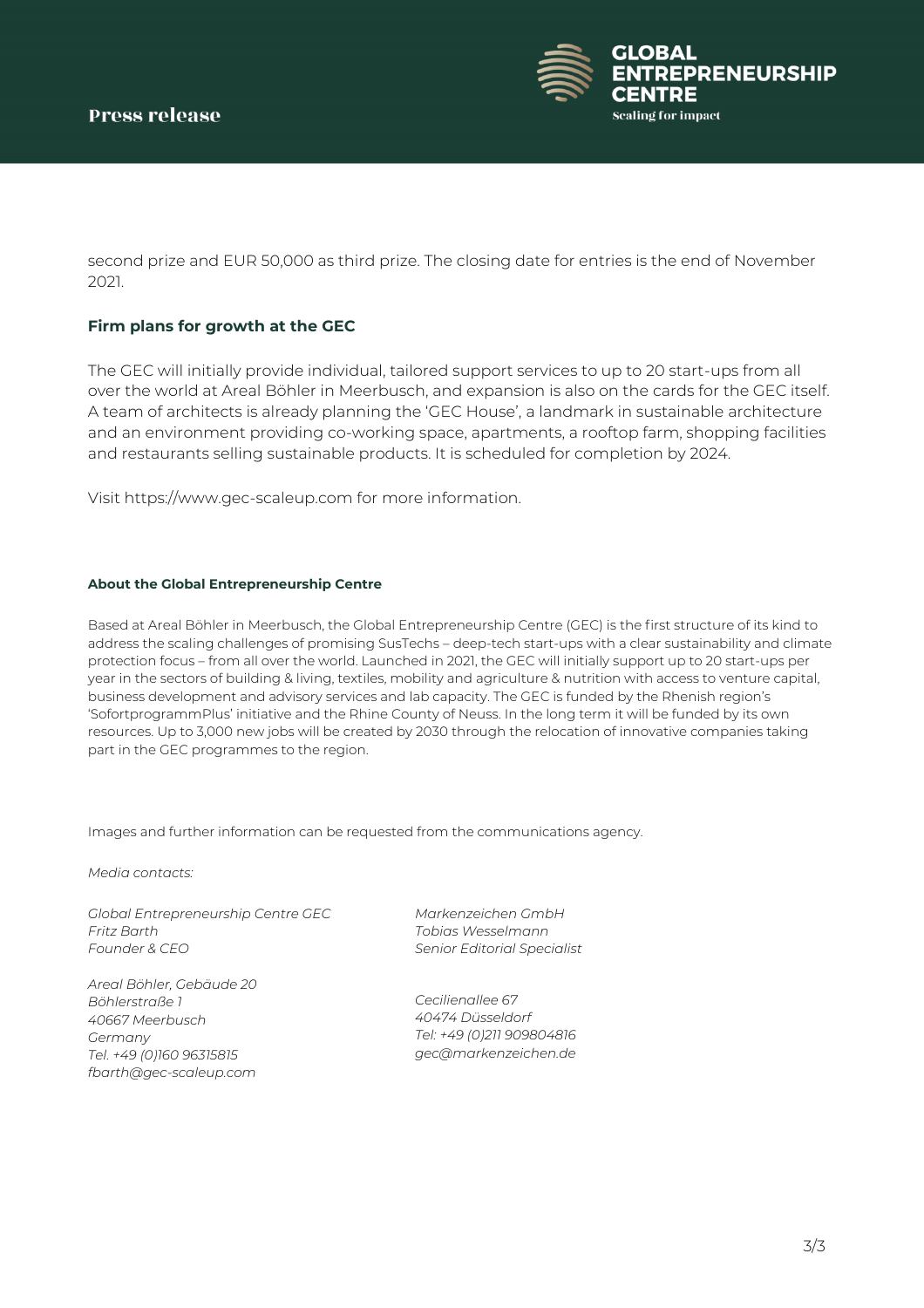second prize and EUR 50,000 as third prize. The closing date for entries is the end of November 2021.

## Firm plans for growth at the GEC

The GEC will initially provide individual, tailored support services to up to 20 start-ups from all over the world at Areal Böhler in Meerbusch, and expansion is also on the cards for the GEC itself. A team of architects is already planning the 'GEC House', a landmark in sustainable architecture and an environment providing co-working space, apartments, a rooftop farm, shopping facilities and restaurants selling sustainable products. It is scheduled for completion by 2024.

Visit https://www.gec-scaleup.com for more information.

### About the Global Entrepreneurship Centre

Based at Areal Böhler in Meerbusch, the Global Entrepreneurship Centre (GEC) is the first structure of its kind to address the scaling challenges of promising SusTechs – deep-tech start-ups with a clear sustainability and climate protection focus – from all over the world. Launched in 2021, the GEC will initially support up to 20 start-ups per year in the sectors of building & living, textiles, mobility and agriculture & nutrition with access to venture capital, business development and advisory services and lab capacity. The GEC is funded by the Rhenish region's 'SofortprogrammPlus' initiative and the Rhine County of Neuss. In the long term it will be funded by its own resources. Up to 3,000 new jobs will be created by 2030 through the relocation of innovative companies taking part in the GEC programmes to the region.

Images and further information can be requested from the communications agency.

*Media contacts:*

*Global Entrepreneurship Centre GEC*
*Fritz Barth*
*Founder & CEO*

*Areal Böhler, Gebäude 20*
*Böhlerstraße 1*
*40667 Meerbusch*
*Germany*
*Tel. +49 (0)160 96315815*
*fbarth@gec-scaleup.com*

*Markenzeichen GmbH*
*Tobias Wesselmann*
*Senior Editorial Specialist*

*Cecilienallee 67*
*40474 Düsseldorf*
*Tel: +49 (0)211 909804816*
*gec@markenzeichen.de*